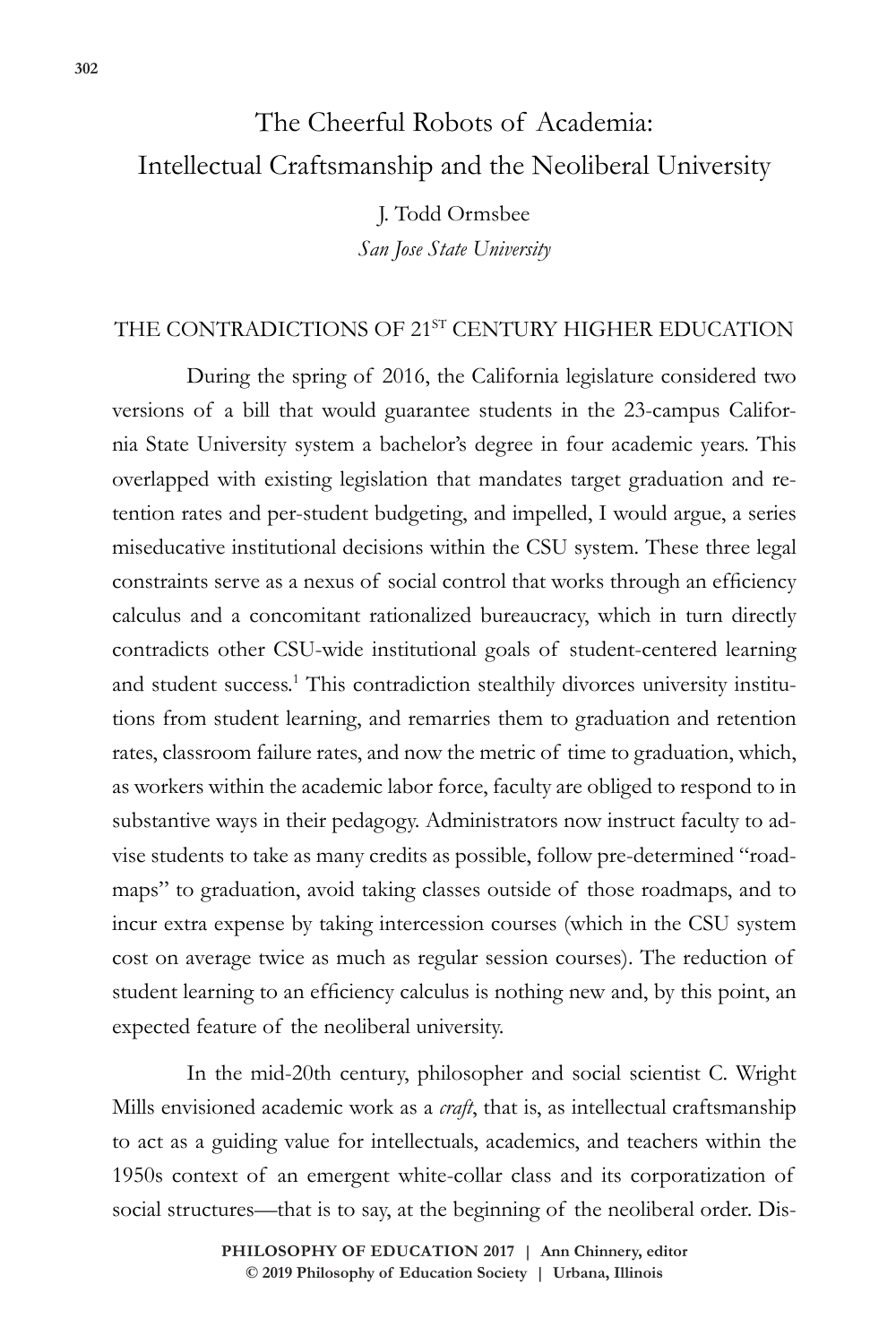# The Cheerful Robots of Academia: Intellectual Craftsmanship and the Neoliberal University

J. Todd Ormsbee

*San Jose State University*

## THE CONTRADICTIONS OF 21ST CENTURY HIGHER EDUCATION

During the spring of 2016, the California legislature considered two versions of a bill that would guarantee students in the 23-campus California State University system a bachelor's degree in four academic years. This overlapped with existing legislation that mandates target graduation and retention rates and per-student budgeting, and impelled, I would argue, a series miseducative institutional decisions within the CSU system. These three legal constraints serve as a nexus of social control that works through an efficiency calculus and a concomitant rationalized bureaucracy, which in turn directly contradicts other CSU-wide institutional goals of student-centered learning and student success.[1] This contradiction stealthily divorces university institutions from student learning, and remarries them to graduation and retention rates, classroom failure rates, and now the metric of time to graduation, which, as workers within the academic labor force, faculty are obliged to respond to in substantive ways in their pedagogy. Administrators now instruct faculty to advise students to take as many credits as possible, follow pre-determined "roadmaps" to graduation, avoid taking classes outside of those roadmaps, and to incur extra expense by taking intercession courses (which in the CSU system cost on average twice as much as regular session courses). The reduction of student learning to an efficiency calculus is nothing new and, by this point, an expected feature of the neoliberal university.

In the mid-20th century, philosopher and social scientist C. Wright Mills envisioned academic work as a *craft*, that is, as intellectual craftsmanship to act as a guiding value for intellectuals, academics, and teachers within the 1950s context of an emergent white-collar class and its corporatization of social structures—that is to say, at the beginning of the neoliberal order. Dis-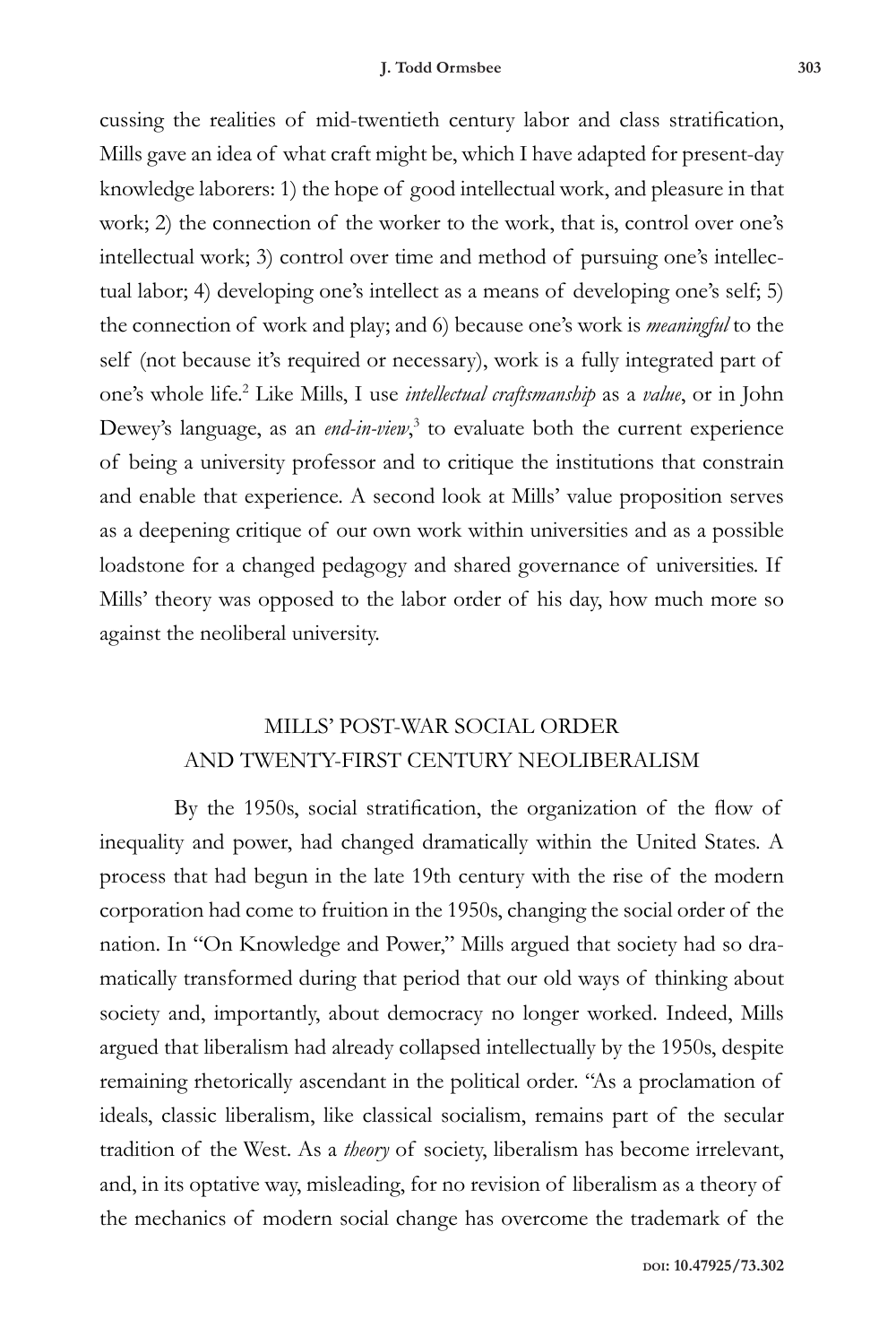cussing the realities of mid-twentieth century labor and class stratification, Mills gave an idea of what craft might be, which I have adapted for present-day knowledge laborers: 1) the hope of good intellectual work, and pleasure in that work; 2) the connection of the worker to the work, that is, control over one's intellectual work; 3) control over time and method of pursuing one's intellectual labor; 4) developing one's intellect as a means of developing one's self; 5) the connection of work and play; and 6) because one's work is *meaningful* to the self (not because it's required or necessary), work is a fully integrated part of one's whole life.[2] Like Mills, I use *intellectual craftsmanship* as a *value*, or in John Dewey's language, as an *end-in-view*,[3] to evaluate both the current experience of being a university professor and to critique the institutions that constrain and enable that experience. A second look at Mills' value proposition serves as a deepening critique of our own work within universities and as a possible loadstone for a changed pedagogy and shared governance of universities. If Mills' theory was opposed to the labor order of his day, how much more so against the neoliberal university.

## MILLS' POST-WAR SOCIAL ORDER AND TWENTY-FIRST CENTURY NEOLIBERALISM

By the 1950s, social stratification, the organization of the flow of inequality and power, had changed dramatically within the United States. A process that had begun in the late 19th century with the rise of the modern corporation had come to fruition in the 1950s, changing the social order of the nation. In "On Knowledge and Power," Mills argued that society had so dramatically transformed during that period that our old ways of thinking about society and, importantly, about democracy no longer worked. Indeed, Mills argued that liberalism had already collapsed intellectually by the 1950s, despite remaining rhetorically ascendant in the political order. "As a proclamation of ideals, classic liberalism, like classical socialism, remains part of the secular tradition of the West. As a *theory* of society, liberalism has become irrelevant, and, in its optative way, misleading, for no revision of liberalism as a theory of the mechanics of modern social change has overcome the trademark of the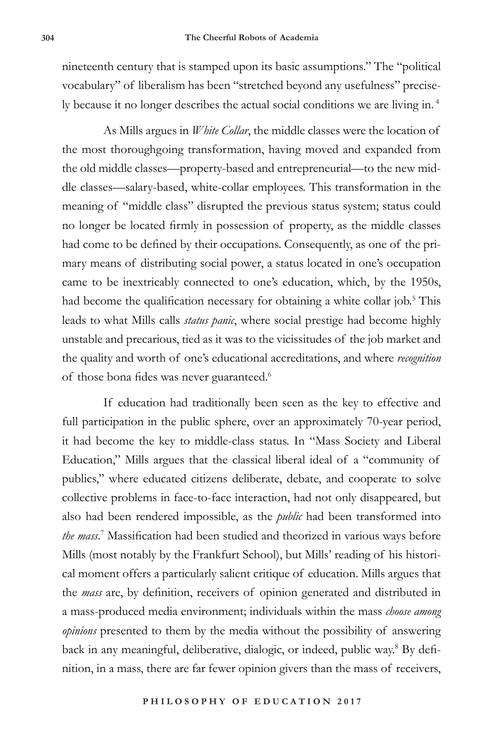nineteenth century that is stamped upon its basic assumptions." The "political vocabulary" of liberalism has been "stretched beyond any usefulness" precisely because it no longer describes the actual social conditions we are living in. [4]

As Mills argues in *White Collar*, the middle classes were the location of the most thoroughgoing transformation, having moved and expanded from the old middle classes—property-based and entrepreneurial—to the new middle classes—salary-based, white-collar employees. This transformation in the meaning of "middle class" disrupted the previous status system; status could no longer be located firmly in possession of property, as the middle classes had come to be defined by their occupations. Consequently, as one of the primary means of distributing social power, a status located in one's occupation came to be inextricably connected to one's education, which, by the 1950s, had become the qualification necessary for obtaining a white collar job.[5] This leads to what Mills calls *status panic*, where social prestige had become highly unstable and precarious, tied as it was to the vicissitudes of the job market and the quality and worth of one's educational accreditations, and where *recognition* of those bona fides was never guaranteed.[6]

If education had traditionally been seen as the key to effective and full participation in the public sphere, over an approximately 70-year period, it had become the key to middle-class status. In "Mass Society and Liberal Education," Mills argues that the classical liberal ideal of a "community of publics," where educated citizens deliberate, debate, and cooperate to solve collective problems in face-to-face interaction, had not only disappeared, but also had been rendered impossible, as the *public* had been transformed into *the mass*.[7] Massification had been studied and theorized in various ways before Mills (most notably by the Frankfurt School), but Mills' reading of his historical moment offers a particularly salient critique of education. Mills argues that the *mass* are, by definition, receivers of opinion generated and distributed in a mass-produced media environment; individuals within the mass *choose among opinions* presented to them by the media without the possibility of answering back in any meaningful, deliberative, dialogic, or indeed, public way.[8] By definition, in a mass, there are far fewer opinion givers than the mass of receivers,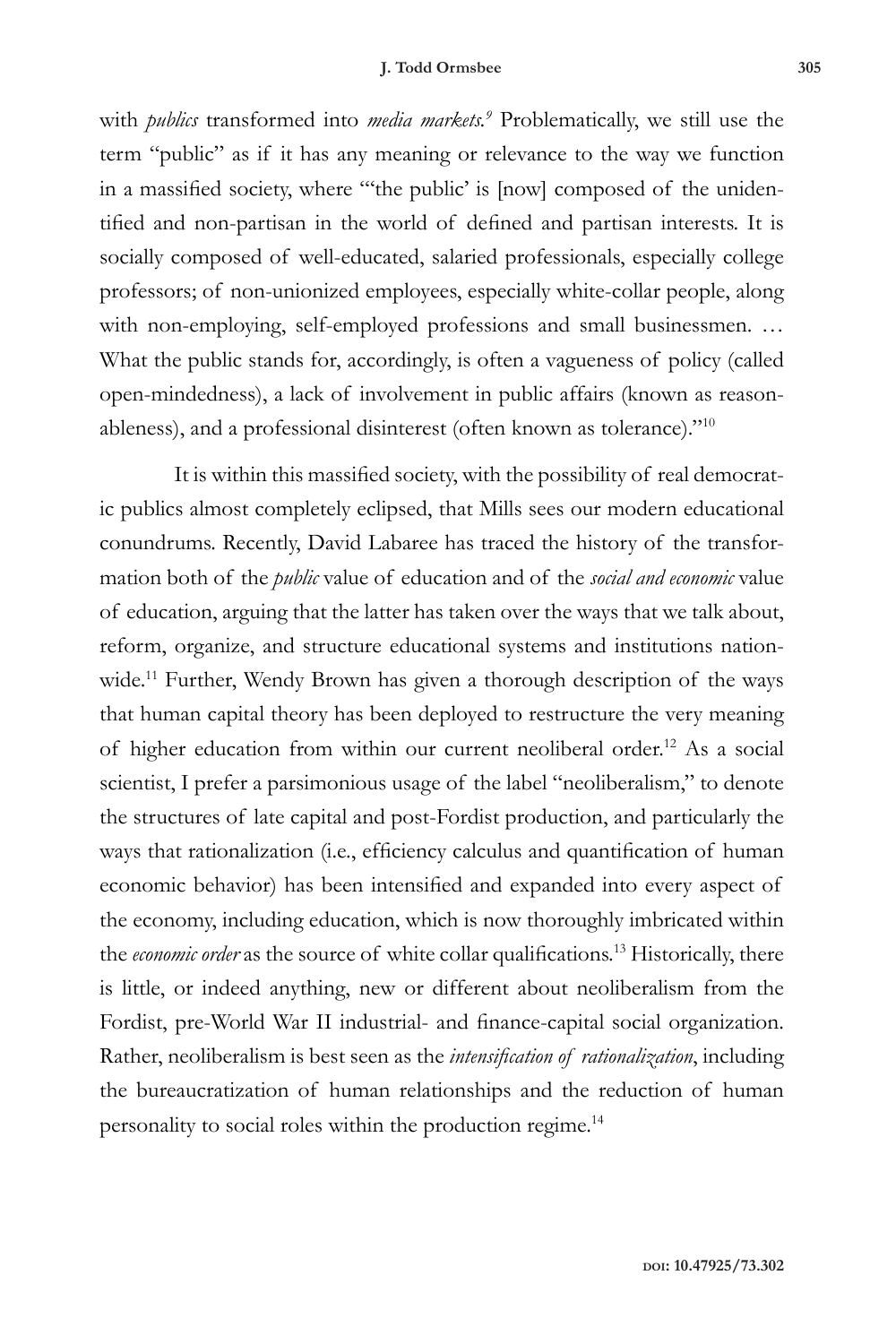with *publics* transformed into *media markets.*[9] Problematically, we still use the term "public" as if it has any meaning or relevance to the way we function in a massified society, where "'the public' is [now] composed of the unidentified and non-partisan in the world of defined and partisan interests. It is socially composed of well-educated, salaried professionals, especially college professors; of non-unionized employees, especially white-collar people, along with non-employing, self-employed professions and small businessmen. … What the public stands for, accordingly, is often a vagueness of policy (called open-mindedness), a lack of involvement in public affairs (known as reasonableness), and a professional disinterest (often known as tolerance)."[10]

It is within this massified society, with the possibility of real democratic publics almost completely eclipsed, that Mills sees our modern educational conundrums. Recently, David Labaree has traced the history of the transformation both of the *public* value of education and of the *social and economic* value of education, arguing that the latter has taken over the ways that we talk about, reform, organize, and structure educational systems and institutions nationwide.[11] Further, Wendy Brown has given a thorough description of the ways that human capital theory has been deployed to restructure the very meaning of higher education from within our current neoliberal order.[12] As a social scientist, I prefer a parsimonious usage of the label "neoliberalism," to denote the structures of late capital and post-Fordist production, and particularly the ways that rationalization (i.e., efficiency calculus and quantification of human economic behavior) has been intensified and expanded into every aspect of the economy, including education, which is now thoroughly imbricated within the *economic order* as the source of white collar qualifications.[13] Historically, there is little, or indeed anything, new or different about neoliberalism from the Fordist, pre-World War II industrial- and finance-capital social organization. Rather, neoliberalism is best seen as the *intensification of rationalization*, including the bureaucratization of human relationships and the reduction of human personality to social roles within the production regime.[14]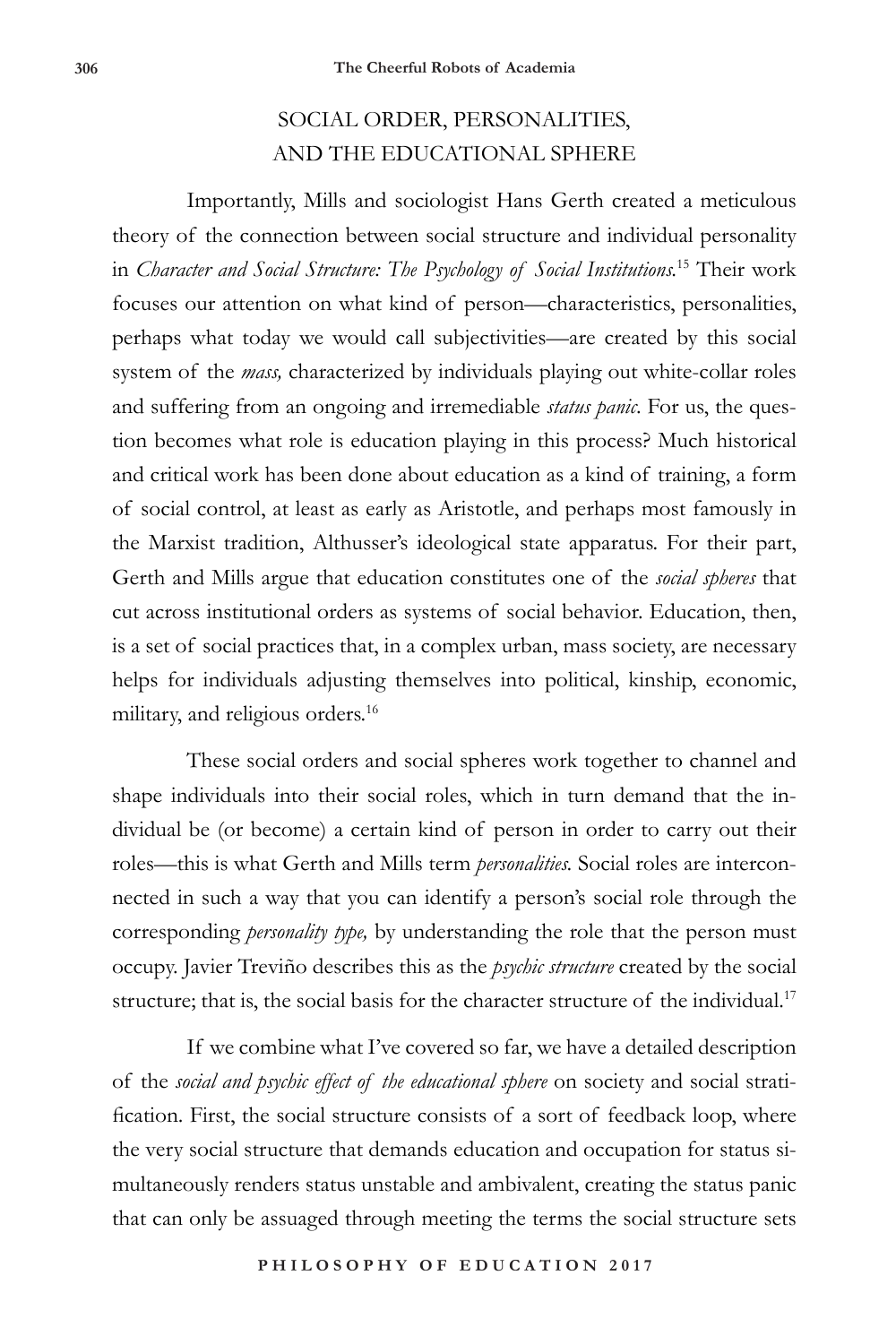## SOCIAL ORDER, PERSONALITIES, AND THE EDUCATIONAL SPHERE

Importantly, Mills and sociologist Hans Gerth created a meticulous theory of the connection between social structure and individual personality in *Character and Social Structure: The Psychology of Social Institutions*.[15] Their work focuses our attention on what kind of person—characteristics, personalities, perhaps what today we would call subjectivities—are created by this social system of the *mass,* characterized by individuals playing out white-collar roles and suffering from an ongoing and irremediable *status panic*. For us, the question becomes what role is education playing in this process? Much historical and critical work has been done about education as a kind of training, a form of social control, at least as early as Aristotle, and perhaps most famously in the Marxist tradition, Althusser's ideological state apparatus. For their part, Gerth and Mills argue that education constitutes one of the *social spheres* that cut across institutional orders as systems of social behavior. Education, then, is a set of social practices that, in a complex urban, mass society, are necessary helps for individuals adjusting themselves into political, kinship, economic, military, and religious orders.[16]

These social orders and social spheres work together to channel and shape individuals into their social roles, which in turn demand that the individual be (or become) a certain kind of person in order to carry out their roles—this is what Gerth and Mills term *personalities*. Social roles are interconnected in such a way that you can identify a person's social role through the corresponding *personality type,* by understanding the role that the person must occupy. Javier Treviño describes this as the *psychic structure* created by the social structure; that is, the social basis for the character structure of the individual.[17]

If we combine what I've covered so far, we have a detailed description of the *social and psychic effect of the educational sphere* on society and social stratification. First, the social structure consists of a sort of feedback loop, where the very social structure that demands education and occupation for status simultaneously renders status unstable and ambivalent, creating the status panic that can only be assuaged through meeting the terms the social structure sets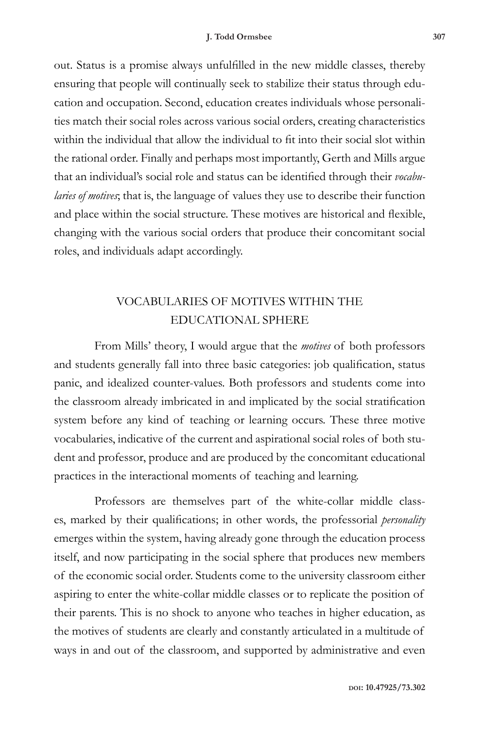out. Status is a promise always unfulfilled in the new middle classes, thereby ensuring that people will continually seek to stabilize their status through education and occupation. Second, education creates individuals whose personalities match their social roles across various social orders, creating characteristics within the individual that allow the individual to fit into their social slot within the rational order. Finally and perhaps most importantly, Gerth and Mills argue that an individual's social role and status can be identified through their *vocabularies of motives*; that is, the language of values they use to describe their function and place within the social structure. These motives are historical and flexible, changing with the various social orders that produce their concomitant social roles, and individuals adapt accordingly.

## VOCABULARIES OF MOTIVES WITHIN THE EDUCATIONAL SPHERE

From Mills' theory, I would argue that the *motives* of both professors and students generally fall into three basic categories: job qualification, status panic, and idealized counter-values. Both professors and students come into the classroom already imbricated in and implicated by the social stratification system before any kind of teaching or learning occurs. These three motive vocabularies, indicative of the current and aspirational social roles of both student and professor, produce and are produced by the concomitant educational practices in the interactional moments of teaching and learning.

Professors are themselves part of the white-collar middle classes, marked by their qualifications; in other words, the professorial *personality* emerges within the system, having already gone through the education process itself, and now participating in the social sphere that produces new members of the economic social order. Students come to the university classroom either aspiring to enter the white-collar middle classes or to replicate the position of their parents. This is no shock to anyone who teaches in higher education, as the motives of students are clearly and constantly articulated in a multitude of ways in and out of the classroom, and supported by administrative and even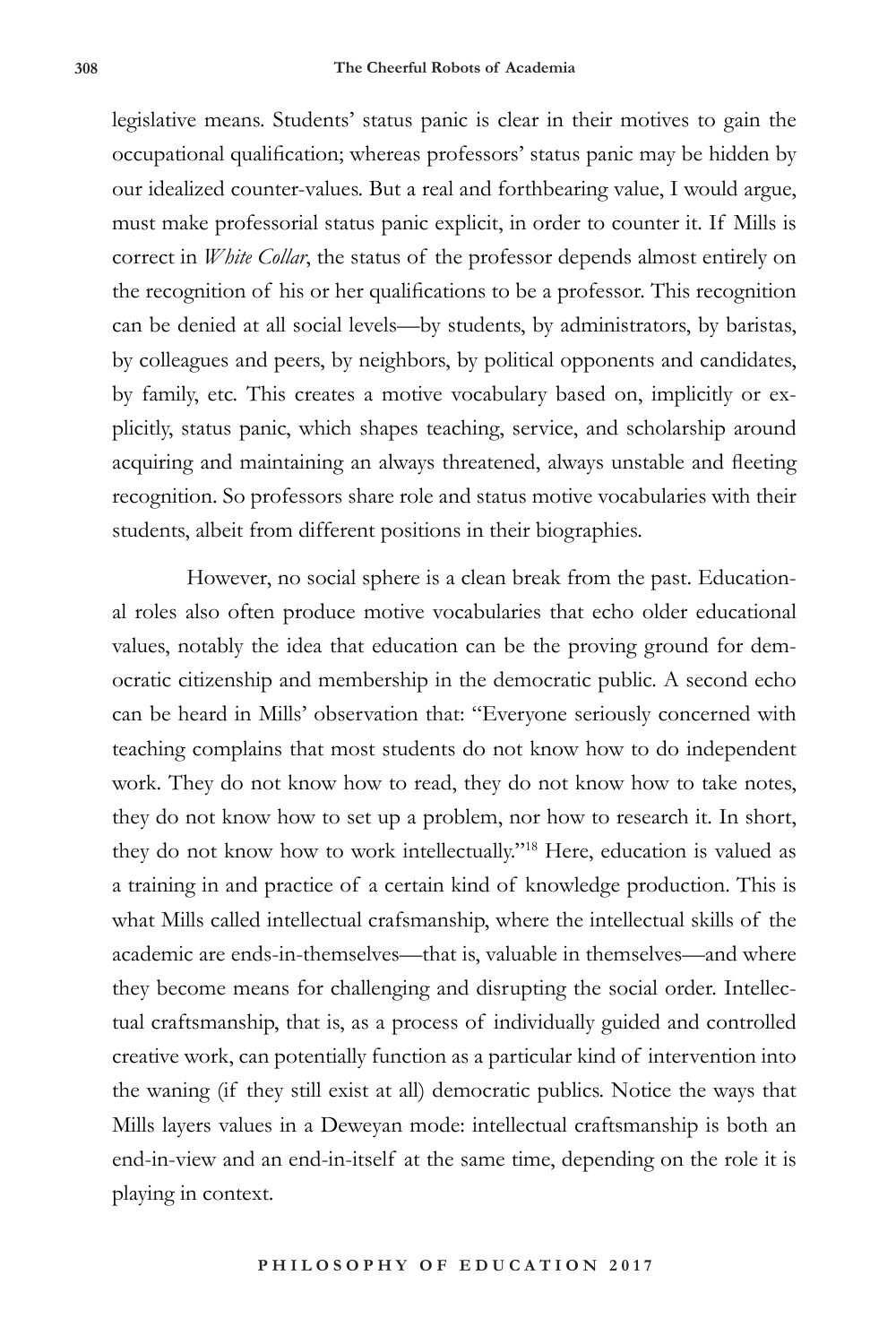legislative means. Students' status panic is clear in their motives to gain the occupational qualification; whereas professors' status panic may be hidden by our idealized counter-values. But a real and forthbearing value, I would argue, must make professorial status panic explicit, in order to counter it. If Mills is correct in *White Collar*, the status of the professor depends almost entirely on the recognition of his or her qualifications to be a professor. This recognition can be denied at all social levels—by students, by administrators, by baristas, by colleagues and peers, by neighbors, by political opponents and candidates, by family, etc. This creates a motive vocabulary based on, implicitly or explicitly, status panic, which shapes teaching, service, and scholarship around acquiring and maintaining an always threatened, always unstable and fleeting recognition. So professors share role and status motive vocabularies with their students, albeit from different positions in their biographies.

However, no social sphere is a clean break from the past. Educational roles also often produce motive vocabularies that echo older educational values, notably the idea that education can be the proving ground for democratic citizenship and membership in the democratic public. A second echo can be heard in Mills' observation that: "Everyone seriously concerned with teaching complains that most students do not know how to do independent work. They do not know how to read, they do not know how to take notes, they do not know how to set up a problem, nor how to research it. In short, they do not know how to work intellectually."[18] Here, education is valued as a training in and practice of a certain kind of knowledge production. This is what Mills called intellectual crafsmanship, where the intellectual skills of the academic are ends-in-themselves—that is, valuable in themselves—and where they become means for challenging and disrupting the social order. Intellectual craftsmanship, that is, as a process of individually guided and controlled creative work, can potentially function as a particular kind of intervention into the waning (if they still exist at all) democratic publics. Notice the ways that Mills layers values in a Deweyan mode: intellectual craftsmanship is both an end-in-view and an end-in-itself at the same time, depending on the role it is playing in context.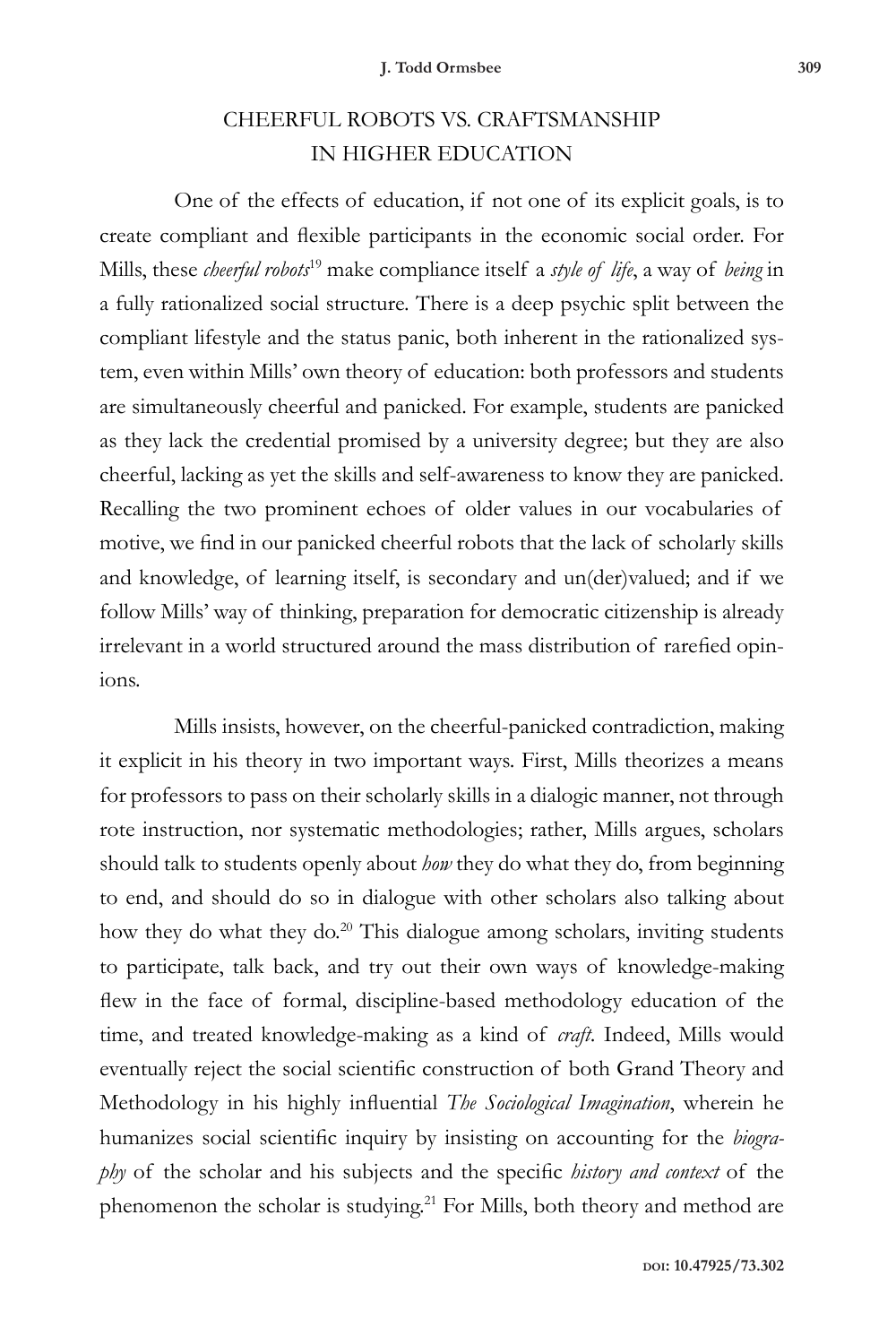## CHEERFUL ROBOTS VS. CRAFTSMANSHIP IN HIGHER EDUCATION

One of the effects of education, if not one of its explicit goals, is to create compliant and flexible participants in the economic social order. For Mills, these *cheerful robots*[19] make compliance itself a *style of life*, a way of *being* in a fully rationalized social structure. There is a deep psychic split between the compliant lifestyle and the status panic, both inherent in the rationalized system, even within Mills' own theory of education: both professors and students are simultaneously cheerful and panicked. For example, students are panicked as they lack the credential promised by a university degree; but they are also cheerful, lacking as yet the skills and self-awareness to know they are panicked. Recalling the two prominent echoes of older values in our vocabularies of motive, we find in our panicked cheerful robots that the lack of scholarly skills and knowledge, of learning itself, is secondary and un(der)valued; and if we follow Mills' way of thinking, preparation for democratic citizenship is already irrelevant in a world structured around the mass distribution of rarefied opinions.

Mills insists, however, on the cheerful-panicked contradiction, making it explicit in his theory in two important ways. First, Mills theorizes a means for professors to pass on their scholarly skills in a dialogic manner, not through rote instruction, nor systematic methodologies; rather, Mills argues, scholars should talk to students openly about *how* they do what they do, from beginning to end, and should do so in dialogue with other scholars also talking about how they do what they do.[20] This dialogue among scholars, inviting students to participate, talk back, and try out their own ways of knowledge-making flew in the face of formal, discipline-based methodology education of the time, and treated knowledge-making as a kind of *craft*. Indeed, Mills would eventually reject the social scientific construction of both Grand Theory and Methodology in his highly influential *The Sociological Imagination*, wherein he humanizes social scientific inquiry by insisting on accounting for the *biography* of the scholar and his subjects and the specific *history and context* of the phenomenon the scholar is studying.[21] For Mills, both theory and method are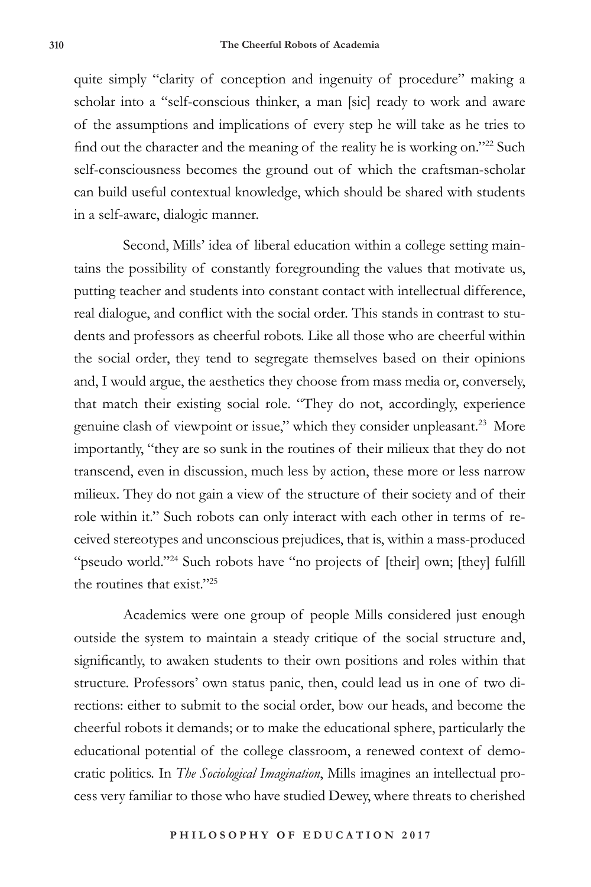quite simply "clarity of conception and ingenuity of procedure" making a scholar into a "self-conscious thinker, a man [sic] ready to work and aware of the assumptions and implications of every step he will take as he tries to find out the character and the meaning of the reality he is working on."[22] Such self-consciousness becomes the ground out of which the craftsman-scholar can build useful contextual knowledge, which should be shared with students in a self-aware, dialogic manner.

Second, Mills' idea of liberal education within a college setting maintains the possibility of constantly foregrounding the values that motivate us, putting teacher and students into constant contact with intellectual difference, real dialogue, and conflict with the social order. This stands in contrast to students and professors as cheerful robots. Like all those who are cheerful within the social order, they tend to segregate themselves based on their opinions and, I would argue, the aesthetics they choose from mass media or, conversely, that match their existing social role. "They do not, accordingly, experience genuine clash of viewpoint or issue," which they consider unpleasant.[23] More importantly, "they are so sunk in the routines of their milieux that they do not transcend, even in discussion, much less by action, these more or less narrow milieux. They do not gain a view of the structure of their society and of their role within it." Such robots can only interact with each other in terms of received stereotypes and unconscious prejudices, that is, within a mass-produced "pseudo world."[24] Such robots have "no projects of [their] own; [they] fulfill the routines that exist."[25]

Academics were one group of people Mills considered just enough outside the system to maintain a steady critique of the social structure and, significantly, to awaken students to their own positions and roles within that structure. Professors' own status panic, then, could lead us in one of two directions: either to submit to the social order, bow our heads, and become the cheerful robots it demands; or to make the educational sphere, particularly the educational potential of the college classroom, a renewed context of democratic politics. In *The Sociological Imagination*, Mills imagines an intellectual process very familiar to those who have studied Dewey, where threats to cherished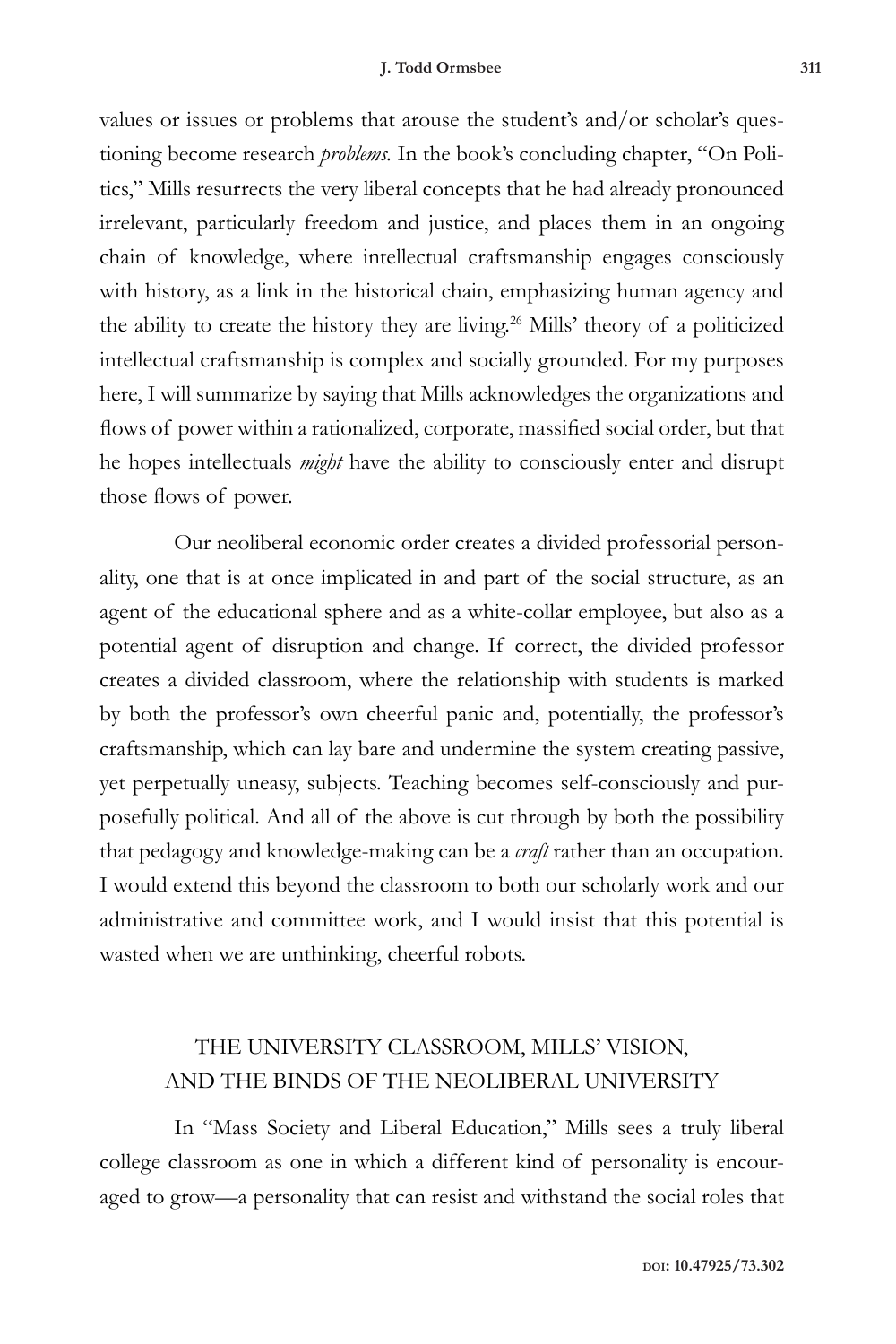values or issues or problems that arouse the student's and/or scholar's questioning become research *problems.* In the book's concluding chapter, "On Politics," Mills resurrects the very liberal concepts that he had already pronounced irrelevant, particularly freedom and justice, and places them in an ongoing chain of knowledge, where intellectual craftsmanship engages consciously with history, as a link in the historical chain, emphasizing human agency and the ability to create the history they are living.[26] Mills' theory of a politicized intellectual craftsmanship is complex and socially grounded. For my purposes here, I will summarize by saying that Mills acknowledges the organizations and flows of power within a rationalized, corporate, massified social order, but that he hopes intellectuals *might* have the ability to consciously enter and disrupt those flows of power.

Our neoliberal economic order creates a divided professorial personality, one that is at once implicated in and part of the social structure, as an agent of the educational sphere and as a white-collar employee, but also as a potential agent of disruption and change. If correct, the divided professor creates a divided classroom, where the relationship with students is marked by both the professor's own cheerful panic and, potentially, the professor's craftsmanship, which can lay bare and undermine the system creating passive, yet perpetually uneasy, subjects. Teaching becomes self-consciously and purposefully political. And all of the above is cut through by both the possibility that pedagogy and knowledge-making can be a *craft* rather than an occupation. I would extend this beyond the classroom to both our scholarly work and our administrative and committee work, and I would insist that this potential is wasted when we are unthinking, cheerful robots.

## THE UNIVERSITY CLASSROOM, MILLS' VISION, AND THE BINDS OF THE NEOLIBERAL UNIVERSITY

In "Mass Society and Liberal Education," Mills sees a truly liberal college classroom as one in which a different kind of personality is encouraged to grow—a personality that can resist and withstand the social roles that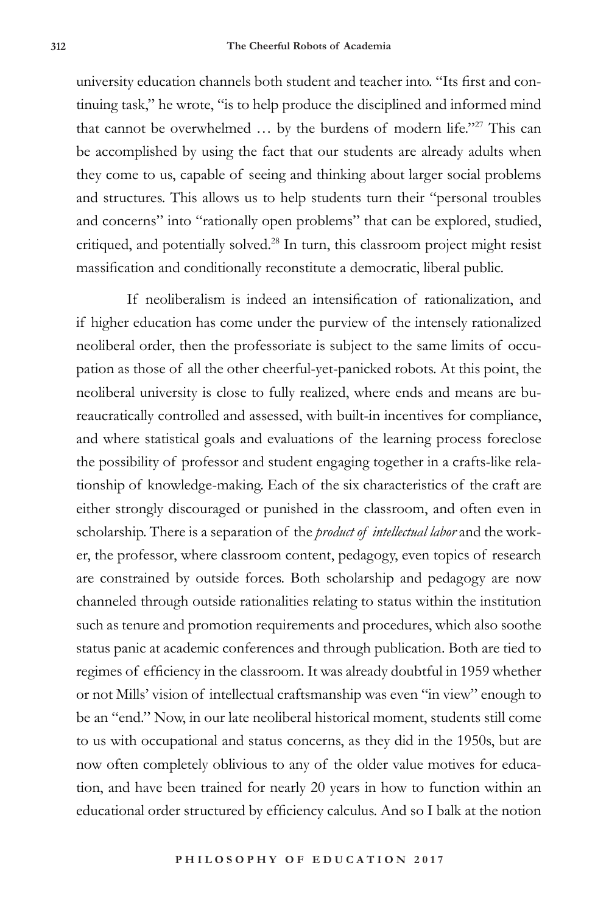university education channels both student and teacher into. "Its first and continuing task," he wrote, "is to help produce the disciplined and informed mind that cannot be overwhelmed … by the burdens of modern life."[27] This can be accomplished by using the fact that our students are already adults when they come to us, capable of seeing and thinking about larger social problems and structures. This allows us to help students turn their "personal troubles and concerns" into "rationally open problems" that can be explored, studied, critiqued, and potentially solved.[28] In turn, this classroom project might resist massification and conditionally reconstitute a democratic, liberal public.

If neoliberalism is indeed an intensification of rationalization, and if higher education has come under the purview of the intensely rationalized neoliberal order, then the professoriate is subject to the same limits of occupation as those of all the other cheerful-yet-panicked robots. At this point, the neoliberal university is close to fully realized, where ends and means are bureaucratically controlled and assessed, with built-in incentives for compliance, and where statistical goals and evaluations of the learning process foreclose the possibility of professor and student engaging together in a crafts-like relationship of knowledge-making. Each of the six characteristics of the craft are either strongly discouraged or punished in the classroom, and often even in scholarship. There is a separation of the *product of intellectual labor* and the worker, the professor, where classroom content, pedagogy, even topics of research are constrained by outside forces. Both scholarship and pedagogy are now channeled through outside rationalities relating to status within the institution such as tenure and promotion requirements and procedures, which also soothe status panic at academic conferences and through publication. Both are tied to regimes of efficiency in the classroom. It was already doubtful in 1959 whether or not Mills' vision of intellectual craftsmanship was even "in view" enough to be an "end." Now, in our late neoliberal historical moment, students still come to us with occupational and status concerns, as they did in the 1950s, but are now often completely oblivious to any of the older value motives for education, and have been trained for nearly 20 years in how to function within an educational order structured by efficiency calculus. And so I balk at the notion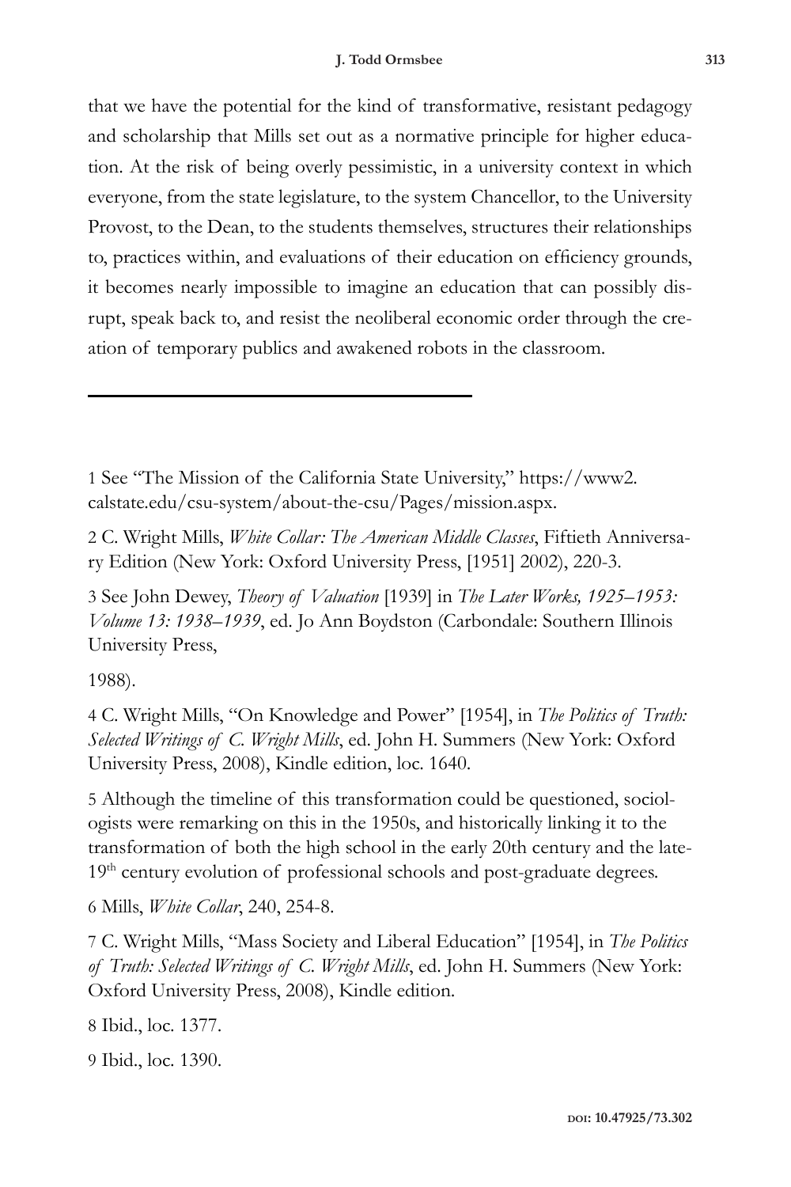that we have the potential for the kind of transformative, resistant pedagogy and scholarship that Mills set out as a normative principle for higher education. At the risk of being overly pessimistic, in a university context in which everyone, from the state legislature, to the system Chancellor, to the University Provost, to the Dean, to the students themselves, structures their relationships to, practices within, and evaluations of their education on efficiency grounds, it becomes nearly impossible to imagine an education that can possibly disrupt, speak back to, and resist the neoliberal economic order through the creation of temporary publics and awakened robots in the classroom.

---

1 See "The Mission of the California State University," https://www2.calstate.edu/csu-system/about-the-csu/Pages/mission.aspx.

2 C. Wright Mills, *White Collar: The American Middle Classes*, Fiftieth Anniversary Edition (New York: Oxford University Press, [1951] 2002), 220-3.

3 See John Dewey, *Theory of Valuation* [1939] in *The Later Works, 1925–1953: Volume 13: 1938–1939*, ed. Jo Ann Boydston (Carbondale: Southern Illinois University Press, 1988).

4 C. Wright Mills, "On Knowledge and Power" [1954], in *The Politics of Truth: Selected Writings of C. Wright Mills*, ed. John H. Summers (New York: Oxford University Press, 2008), Kindle edition, loc. 1640.

5 Although the timeline of this transformation could be questioned, sociologists were remarking on this in the 1950s, and historically linking it to the transformation of both the high school in the early 20th century and the late-19th century evolution of professional schools and post-graduate degrees.

6 Mills, *White Collar*, 240, 254-8.

7 C. Wright Mills, "Mass Society and Liberal Education" [1954], in *The Politics of Truth: Selected Writings of C. Wright Mills*, ed. John H. Summers (New York: Oxford University Press, 2008), Kindle edition.

8 Ibid., loc. 1377.

9 Ibid., loc. 1390.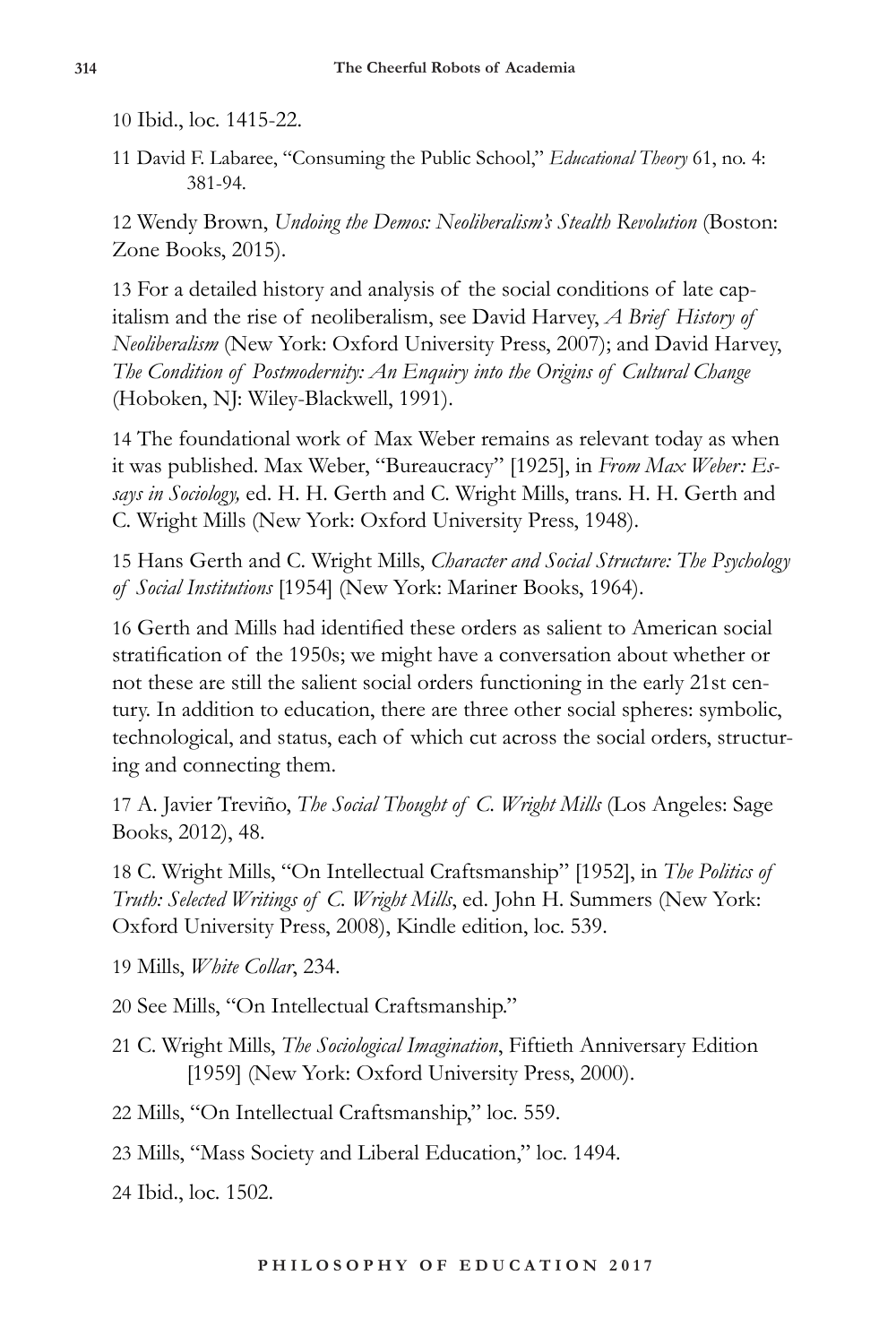10 Ibid., loc. 1415-22.

11 David F. Labaree, "Consuming the Public School," *Educational Theory* 61, no. 4: 381-94.

12 Wendy Brown, *Undoing the Demos: Neoliberalism's Stealth Revolution* (Boston: Zone Books, 2015).

13 For a detailed history and analysis of the social conditions of late capitalism and the rise of neoliberalism, see David Harvey, *A Brief History of Neoliberalism* (New York: Oxford University Press, 2007); and David Harvey, *The Condition of Postmodernity: An Enquiry into the Origins of Cultural Change* (Hoboken, NJ: Wiley-Blackwell, 1991).

14 The foundational work of Max Weber remains as relevant today as when it was published. Max Weber, "Bureaucracy" [1925], in *From Max Weber: Essays in Sociology,* ed. H. H. Gerth and C. Wright Mills, trans. H. H. Gerth and C. Wright Mills (New York: Oxford University Press, 1948).

15 Hans Gerth and C. Wright Mills, *Character and Social Structure: The Psychology of Social Institutions* [1954] (New York: Mariner Books, 1964).

16 Gerth and Mills had identified these orders as salient to American social stratification of the 1950s; we might have a conversation about whether or not these are still the salient social orders functioning in the early 21st century. In addition to education, there are three other social spheres: symbolic, technological, and status, each of which cut across the social orders, structuring and connecting them.

17 A. Javier Treviño, *The Social Thought of C. Wright Mills* (Los Angeles: Sage Books, 2012), 48.

18 C. Wright Mills, "On Intellectual Craftsmanship" [1952], in *The Politics of Truth: Selected Writings of C. Wright Mills*, ed. John H. Summers (New York: Oxford University Press, 2008), Kindle edition, loc. 539.

19 Mills, *White Collar*, 234.

20 See Mills, "On Intellectual Craftsmanship."

21 C. Wright Mills, *The Sociological Imagination*, Fiftieth Anniversary Edition [1959] (New York: Oxford University Press, 2000).

22 Mills, "On Intellectual Craftsmanship," loc. 559.

23 Mills, "Mass Society and Liberal Education," loc. 1494.

24 Ibid., loc. 1502.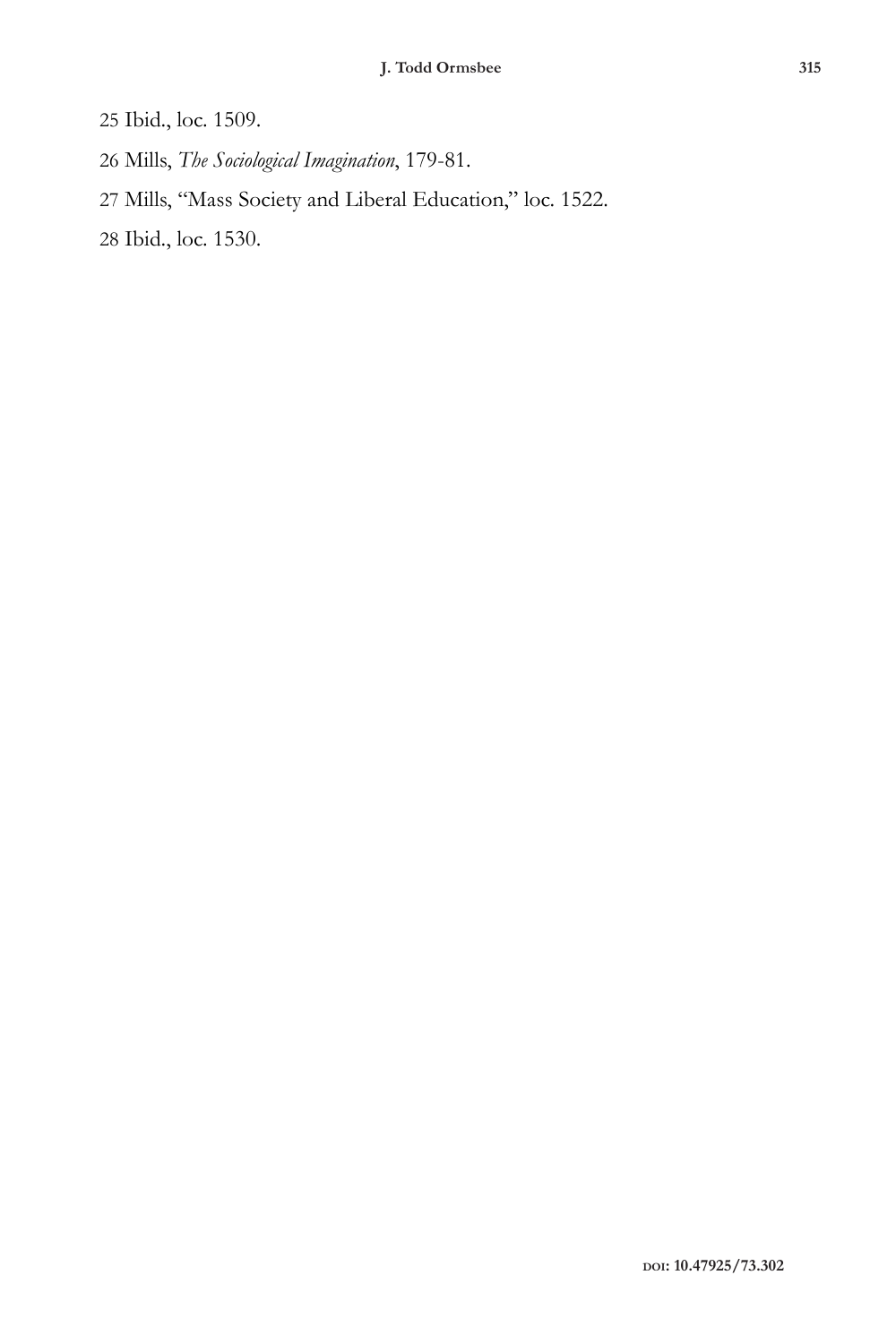25 Ibid., loc. 1509.

26 Mills, *The Sociological Imagination*, 179-81.

27 Mills, "Mass Society and Liberal Education," loc. 1522.

28 Ibid., loc. 1530.